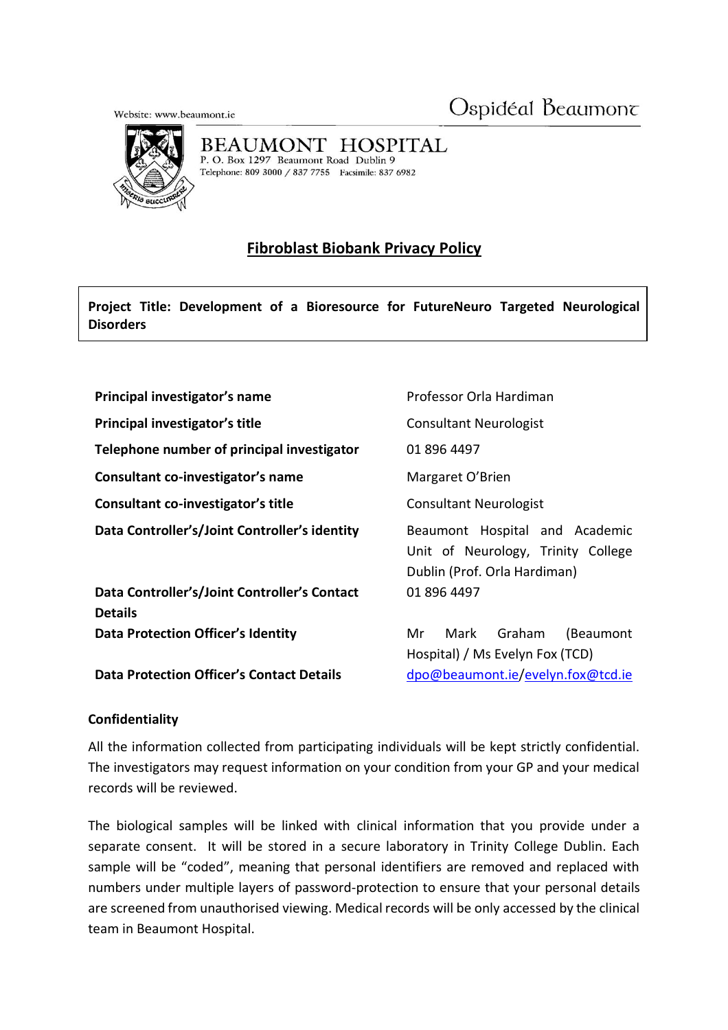Website: www.beaumont.ie

Ospidéal Beaumont

BEAUMONT HOSPITAL
P. O. Box 1297 Beaumont Road Dublin 9
Telephone: 809 3000 / 837 7755 Facsimile: 837 6982

# Fibroblast Biobank Privacy Policy

**Project Title: Development of a Bioresource for FutureNeuro Targeted Neurological Disorders**

| | |
|---|---|
| **Principal investigator's name** | Professor Orla Hardiman |
| **Principal investigator's title** | Consultant Neurologist |
| **Telephone number of principal investigator** | 01 896 4497 |
| **Consultant co-investigator's name** | Margaret O'Brien |
| **Consultant co-investigator's title** | Consultant Neurologist |
| **Data Controller's/Joint Controller's identity** | Beaumont Hospital and Academic Unit of Neurology, Trinity College Dublin (Prof. Orla Hardiman) |
| **Data Controller's/Joint Controller's Contact Details** | 01 896 4497 |
| **Data Protection Officer's Identity** | Mr Mark Graham (Beaumont Hospital) / Ms Evelyn Fox (TCD) |
| **Data Protection Officer's Contact Details** | dpo@beaumont.ie/evelyn.fox@tcd.ie |

**Confidentiality**

All the information collected from participating individuals will be kept strictly confidential. The investigators may request information on your condition from your GP and your medical records will be reviewed.

The biological samples will be linked with clinical information that you provide under a separate consent. It will be stored in a secure laboratory in Trinity College Dublin. Each sample will be "coded", meaning that personal identifiers are removed and replaced with numbers under multiple layers of password-protection to ensure that your personal details are screened from unauthorised viewing. Medical records will be only accessed by the clinical team in Beaumont Hospital.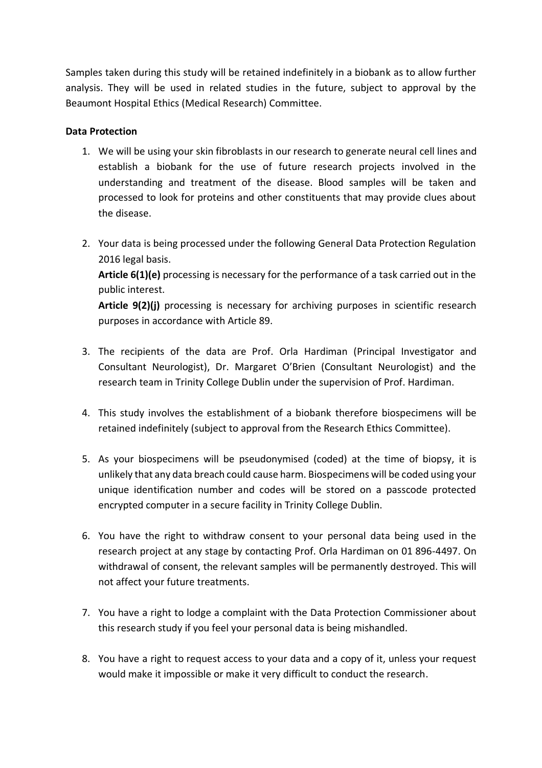Samples taken during this study will be retained indefinitely in a biobank as to allow further analysis. They will be used in related studies in the future, subject to approval by the Beaumont Hospital Ethics (Medical Research) Committee.

**Data Protection**

1. We will be using your skin fibroblasts in our research to generate neural cell lines and establish a biobank for the use of future research projects involved in the understanding and treatment of the disease. Blood samples will be taken and processed to look for proteins and other constituents that may provide clues about the disease.

2. Your data is being processed under the following General Data Protection Regulation 2016 legal basis.
   **Article 6(1)(e)** processing is necessary for the performance of a task carried out in the public interest.
   **Article 9(2)(j)** processing is necessary for archiving purposes in scientific research purposes in accordance with Article 89.

3. The recipients of the data are Prof. Orla Hardiman (Principal Investigator and Consultant Neurologist), Dr. Margaret O'Brien (Consultant Neurologist) and the research team in Trinity College Dublin under the supervision of Prof. Hardiman.

4. This study involves the establishment of a biobank therefore biospecimens will be retained indefinitely (subject to approval from the Research Ethics Committee).

5. As your biospecimens will be pseudonymised (coded) at the time of biopsy, it is unlikely that any data breach could cause harm. Biospecimens will be coded using your unique identification number and codes will be stored on a passcode protected encrypted computer in a secure facility in Trinity College Dublin.

6. You have the right to withdraw consent to your personal data being used in the research project at any stage by contacting Prof. Orla Hardiman on 01 896-4497. On withdrawal of consent, the relevant samples will be permanently destroyed. This will not affect your future treatments.

7. You have a right to lodge a complaint with the Data Protection Commissioner about this research study if you feel your personal data is being mishandled.

8. You have a right to request access to your data and a copy of it, unless your request would make it impossible or make it very difficult to conduct the research.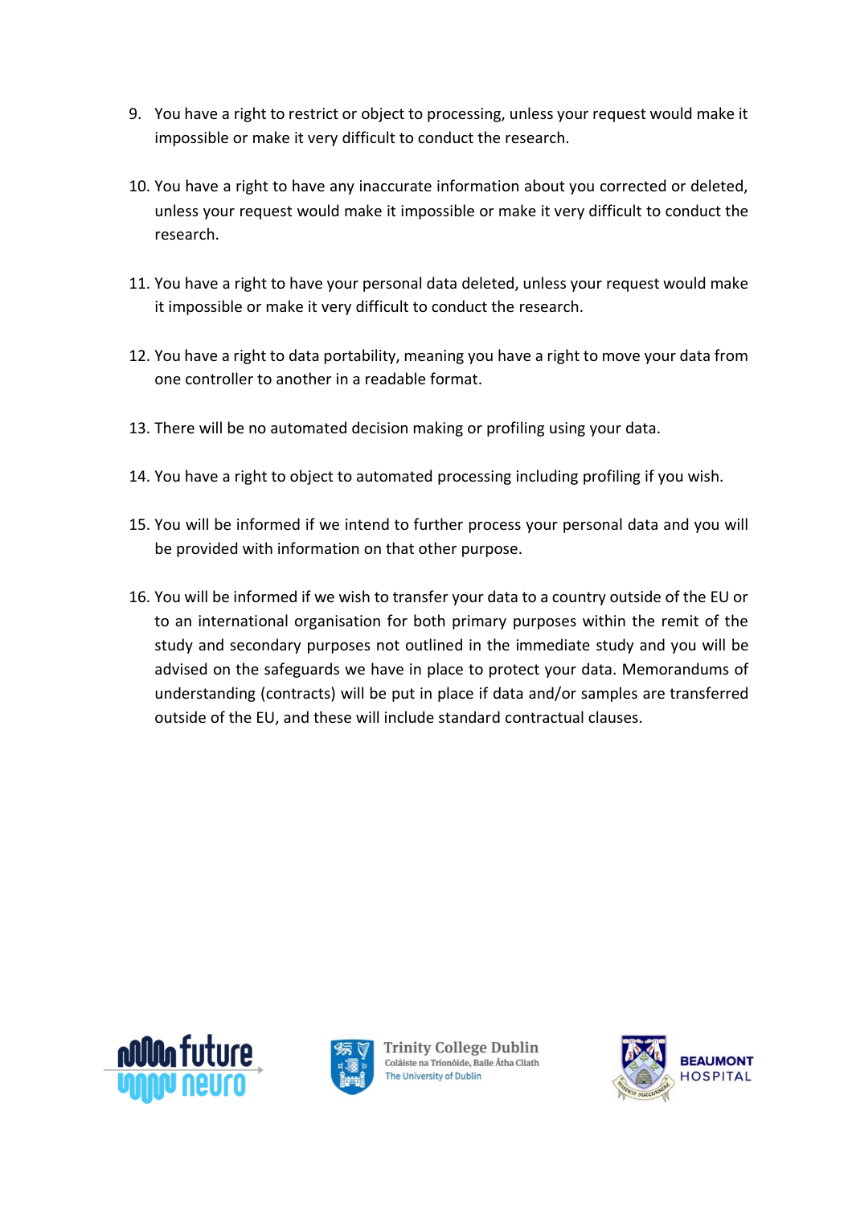9. You have a right to restrict or object to processing, unless your request would make it impossible or make it very difficult to conduct the research.

10. You have a right to have any inaccurate information about you corrected or deleted, unless your request would make it impossible or make it very difficult to conduct the research.

11. You have a right to have your personal data deleted, unless your request would make it impossible or make it very difficult to conduct the research.

12. You have a right to data portability, meaning you have a right to move your data from one controller to another in a readable format.

13. There will be no automated decision making or profiling using your data.

14. You have a right to object to automated processing including profiling if you wish.

15. You will be informed if we intend to further process your personal data and you will be provided with information on that other purpose.

16. You will be informed if we wish to transfer your data to a country outside of the EU or to an international organisation for both primary purposes within the remit of the study and secondary purposes not outlined in the immediate study and you will be advised on the safeguards we have in place to protect your data. Memorandums of understanding (contracts) will be put in place if data and/or samples are transferred outside of the EU, and these will include standard contractual clauses.